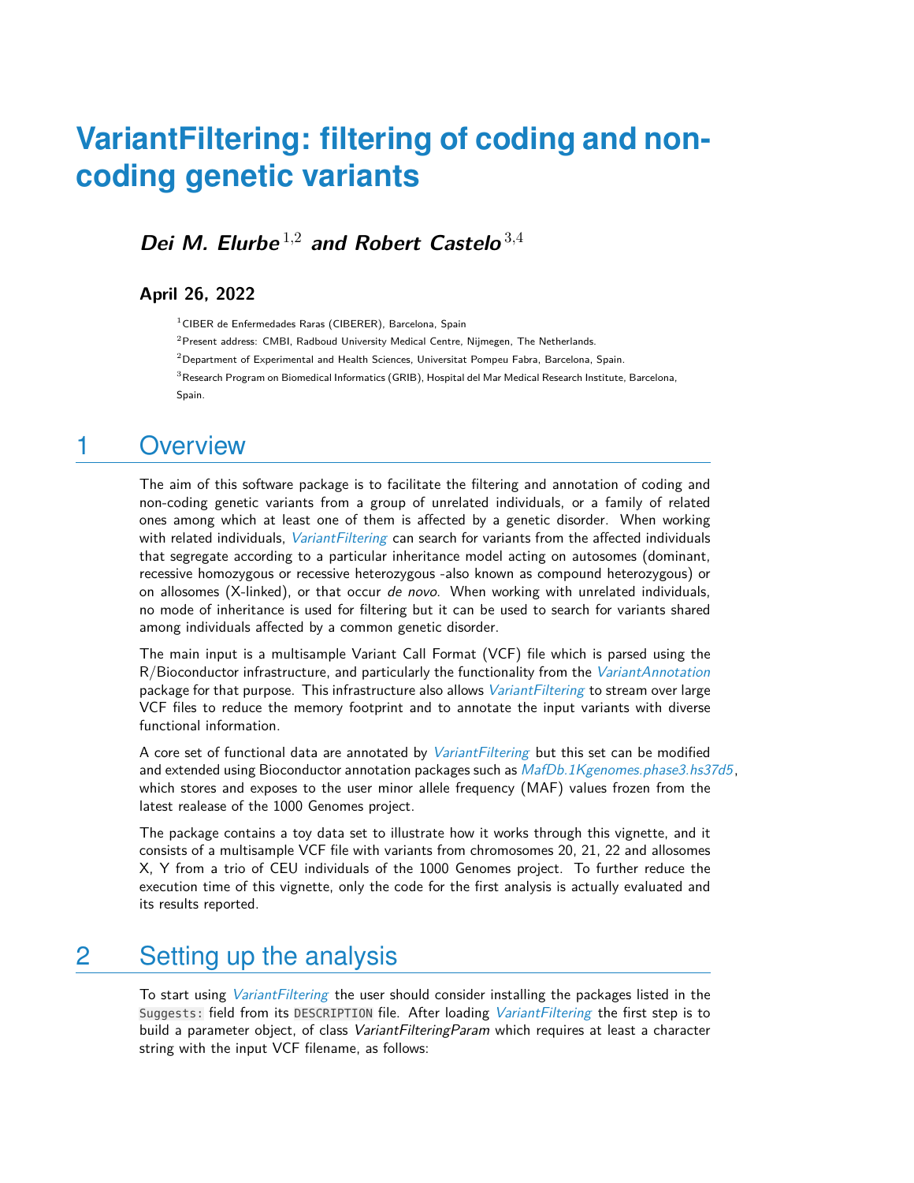# VariantFiltering: filtering of coding and non-coding genetic variants

***Dei M. Elurbe*** [1,2] ***and Robert Castelo*** [3,4]

**April 26, 2022**

[1] CIBER de Enfermedades Raras (CIBERER), Barcelona, Spain

[2] Present address: CMBI, Radboud University Medical Centre, Nijmegen, The Netherlands.

[2] Department of Experimental and Health Sciences, Universitat Pompeu Fabra, Barcelona, Spain.

[3] Research Program on Biomedical Informatics (GRIB), Hospital del Mar Medical Research Institute, Barcelona, Spain.

## 1 Overview

The aim of this software package is to facilitate the filtering and annotation of coding and non-coding genetic variants from a group of unrelated individuals, or a family of related ones among which at least one of them is affected by a genetic disorder. When working with related individuals, *VariantFiltering* can search for variants from the affected individuals that segregate according to a particular inheritance model acting on autosomes (dominant, recessive homozygous or recessive heterozygous -also known as compound heterozygous) or on allosomes (X-linked), or that occur *de novo*. When working with unrelated individuals, no mode of inheritance is used for filtering but it can be used to search for variants shared among individuals affected by a common genetic disorder.

The main input is a multisample Variant Call Format (VCF) file which is parsed using the R/Bioconductor infrastructure, and particularly the functionality from the *VariantAnnotation* package for that purpose. This infrastructure also allows *VariantFiltering* to stream over large VCF files to reduce the memory footprint and to annotate the input variants with diverse functional information.

A core set of functional data are annotated by *VariantFiltering* but this set can be modified and extended using Bioconductor annotation packages such as *MafDb.1Kgenomes.phase3.hs37d5*, which stores and exposes to the user minor allele frequency (MAF) values frozen from the latest realease of the 1000 Genomes project.

The package contains a toy data set to illustrate how it works through this vignette, and it consists of a multisample VCF file with variants from chromosomes 20, 21, 22 and allosomes X, Y from a trio of CEU individuals of the 1000 Genomes project. To further reduce the execution time of this vignette, only the code for the first analysis is actually evaluated and its results reported.

## 2 Setting up the analysis

To start using *VariantFiltering* the user should consider installing the packages listed in the `Suggests:` field from its `DESCRIPTION` file. After loading *VariantFiltering* the first step is to build a parameter object, of class *VariantFilteringParam* which requires at least a character string with the input VCF filename, as follows: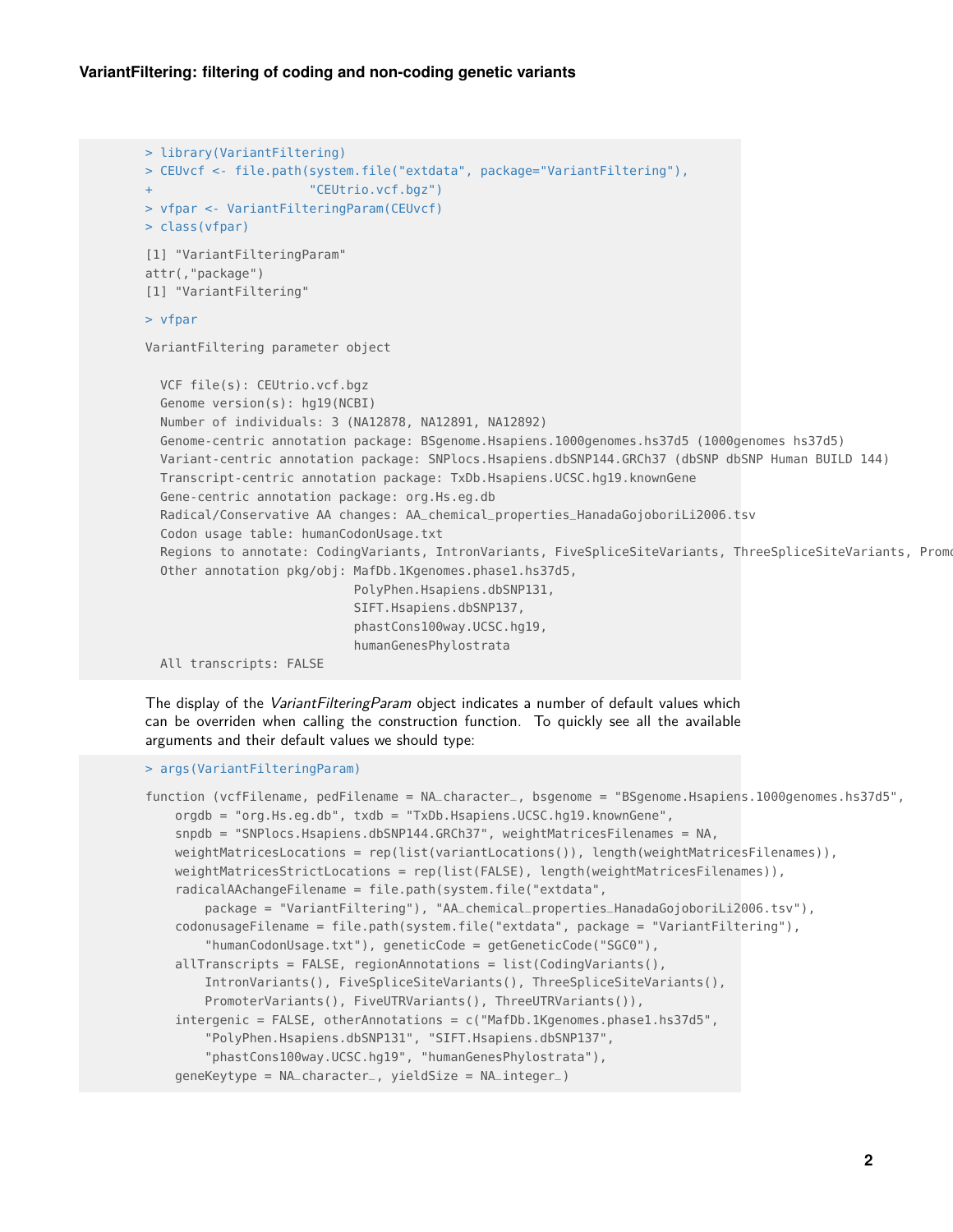**VariantFiltering: filtering of coding and non-coding genetic variants**

```
> library(VariantFiltering)
> CEUvcf <- file.path(system.file("extdata", package="VariantFiltering"),
+                     "CEUtrio.vcf.bgz")
> vfpar <- VariantFilteringParam(CEUvcf)
> class(vfpar)

[1] "VariantFilteringParam"
attr(,"package")
[1] "VariantFiltering"

> vfpar

VariantFiltering parameter object

  VCF file(s): CEUtrio.vcf.bgz
  Genome version(s): hg19(NCBI)
  Number of individuals: 3 (NA12878, NA12891, NA12892)
  Genome-centric annotation package: BSgenome.Hsapiens.1000genomes.hs37d5 (1000genomes hs37d5)
  Variant-centric annotation package: SNPlocs.Hsapiens.dbSNP144.GRCh37 (dbSNP dbSNP Human BUILD 144)
  Transcript-centric annotation package: TxDb.Hsapiens.UCSC.hg19.knownGene
  Gene-centric annotation package: org.Hs.eg.db
  Radical/Conservative AA changes: AA_chemical_properties_HanadaGojoboriLi2006.tsv
  Codon usage table: humanCodonUsage.txt
  Regions to annotate: CodingVariants, IntronVariants, FiveSpliceSiteVariants, ThreeSpliceSiteVariants, Promo
  Other annotation pkg/obj: MafDb.1Kgenomes.phase1.hs37d5,
                            PolyPhen.Hsapiens.dbSNP131,
                            SIFT.Hsapiens.dbSNP137,
                            phastCons100way.UCSC.hg19,
                            humanGenesPhylostrata
  All transcripts: FALSE
```

The display of the *VariantFilteringParam* object indicates a number of default values which can be overriden when calling the construction function. To quickly see all the available arguments and their default values we should type:

```
> args(VariantFilteringParam)

function (vcfFilename, pedFilename = NA_character_, bsgenome = "BSgenome.Hsapiens.1000genomes.hs37d5",
    orgdb = "org.Hs.eg.db", txdb = "TxDb.Hsapiens.UCSC.hg19.knownGene",
    snpdb = "SNPlocs.Hsapiens.dbSNP144.GRCh37", weightMatricesFilenames = NA,
    weightMatricesLocations = rep(list(variantLocations()), length(weightMatricesFilenames)),
    weightMatricesStrictLocations = rep(list(FALSE), length(weightMatricesFilenames)),
    radicalAAchangeFilename = file.path(system.file("extdata",
        package = "VariantFiltering"), "AA_chemical_properties_HanadaGojoboriLi2006.tsv"),
    codonusageFilename = file.path(system.file("extdata", package = "VariantFiltering"),
        "humanCodonUsage.txt"), geneticCode = getGeneticCode("SGC0"),
    allTranscripts = FALSE, regionAnnotations = list(CodingVariants(),
        IntronVariants(), FiveSpliceSiteVariants(), ThreeSpliceSiteVariants(),
        PromoterVariants(), FiveUTRVariants(), ThreeUTRVariants()),
    intergenic = FALSE, otherAnnotations = c("MafDb.1Kgenomes.phase1.hs37d5",
        "PolyPhen.Hsapiens.dbSNP131", "SIFT.Hsapiens.dbSNP137",
        "phastCons100way.UCSC.hg19", "humanGenesPhylostrata"),
    geneKeytype = NA_character_, yieldSize = NA_integer_)
```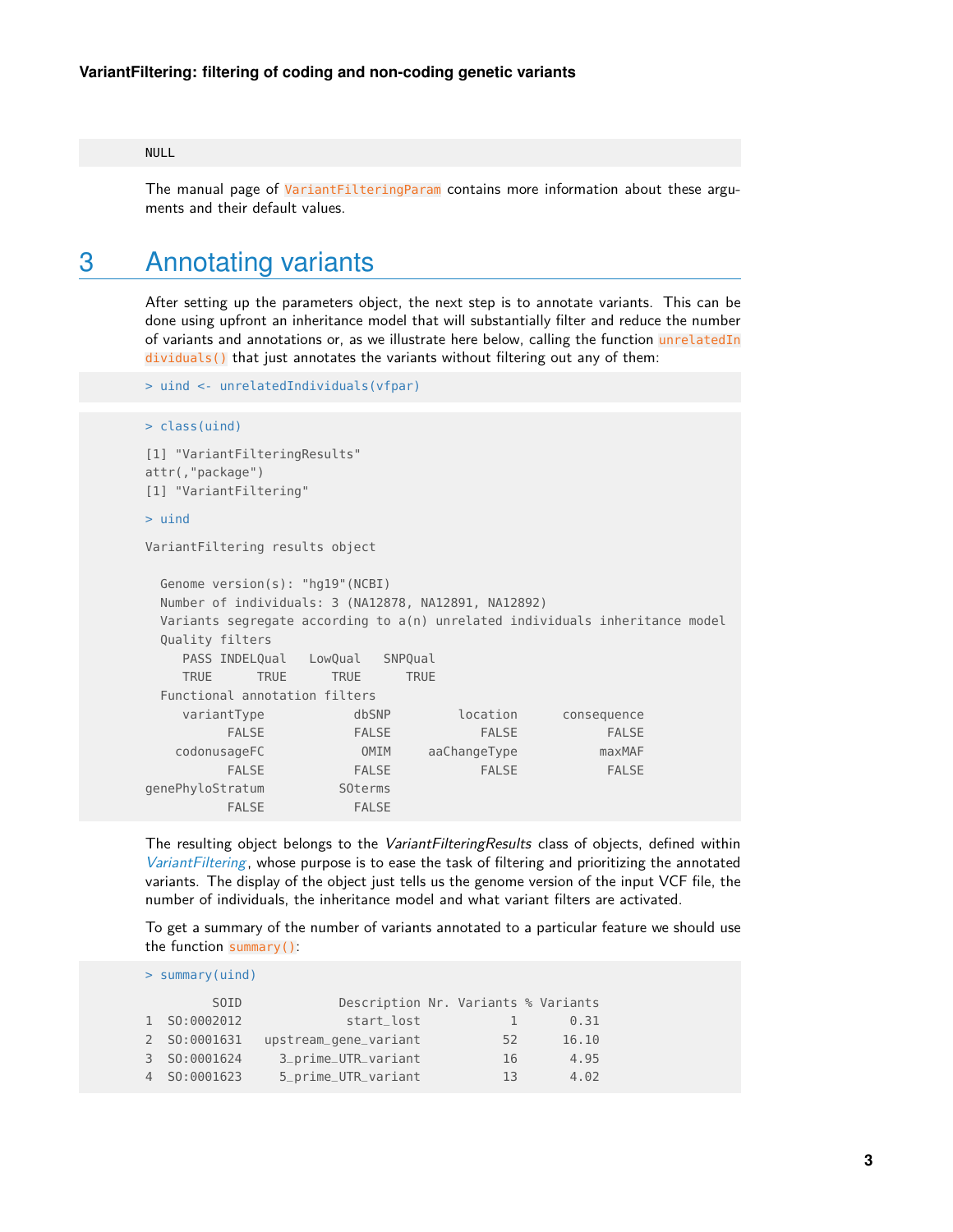```
NULL
```

The manual page of `VariantFilteringParam` contains more information about these arguments and their default values.

# 3 Annotating variants

After setting up the parameters object, the next step is to annotate variants. This can be done using upfront an inheritance model that will substantially filter and reduce the number of variants and annotations or, as we illustrate here below, calling the function `unrelatedIndividuals()` that just annotates the variants without filtering out any of them:

```
> uind <- unrelatedIndividuals(vfpar)
```

```
> class(uind)

[1] "VariantFilteringResults"
attr(,"package")
[1] "VariantFiltering"

> uind

VariantFiltering results object

  Genome version(s): "hg19"(NCBI)
  Number of individuals: 3 (NA12878, NA12891, NA12892)
  Variants segregate according to a(n) unrelated individuals inheritance model
  Quality filters
     PASS INDELQual   LowQual   SNPQual
     TRUE      TRUE      TRUE      TRUE
  Functional annotation filters
     variantType            dbSNP         location       consequence
           FALSE            FALSE            FALSE             FALSE
    codonusageFC             OMIM     aaChangeType            maxMAF
           FALSE            FALSE            FALSE             FALSE
genePhyloStratum          SOterms
           FALSE            FALSE
```

The resulting object belongs to the *VariantFilteringResults* class of objects, defined within *VariantFiltering*, whose purpose is to ease the task of filtering and prioritizing the annotated variants. The display of the object just tells us the genome version of the input VCF file, the number of individuals, the inheritance model and what variant filters are activated.

To get a summary of the number of variants annotated to a particular feature we should use the function `summary()`:

```
> summary(uind)

        SOID            Description Nr. Variants % Variants
1 SO:0002012             start_lost            1       0.31
2 SO:0001631  upstream_gene_variant           52      16.10
3 SO:0001624     3_prime_UTR_variant          16       4.95
4 SO:0001623     5_prime_UTR_variant          13       4.02
```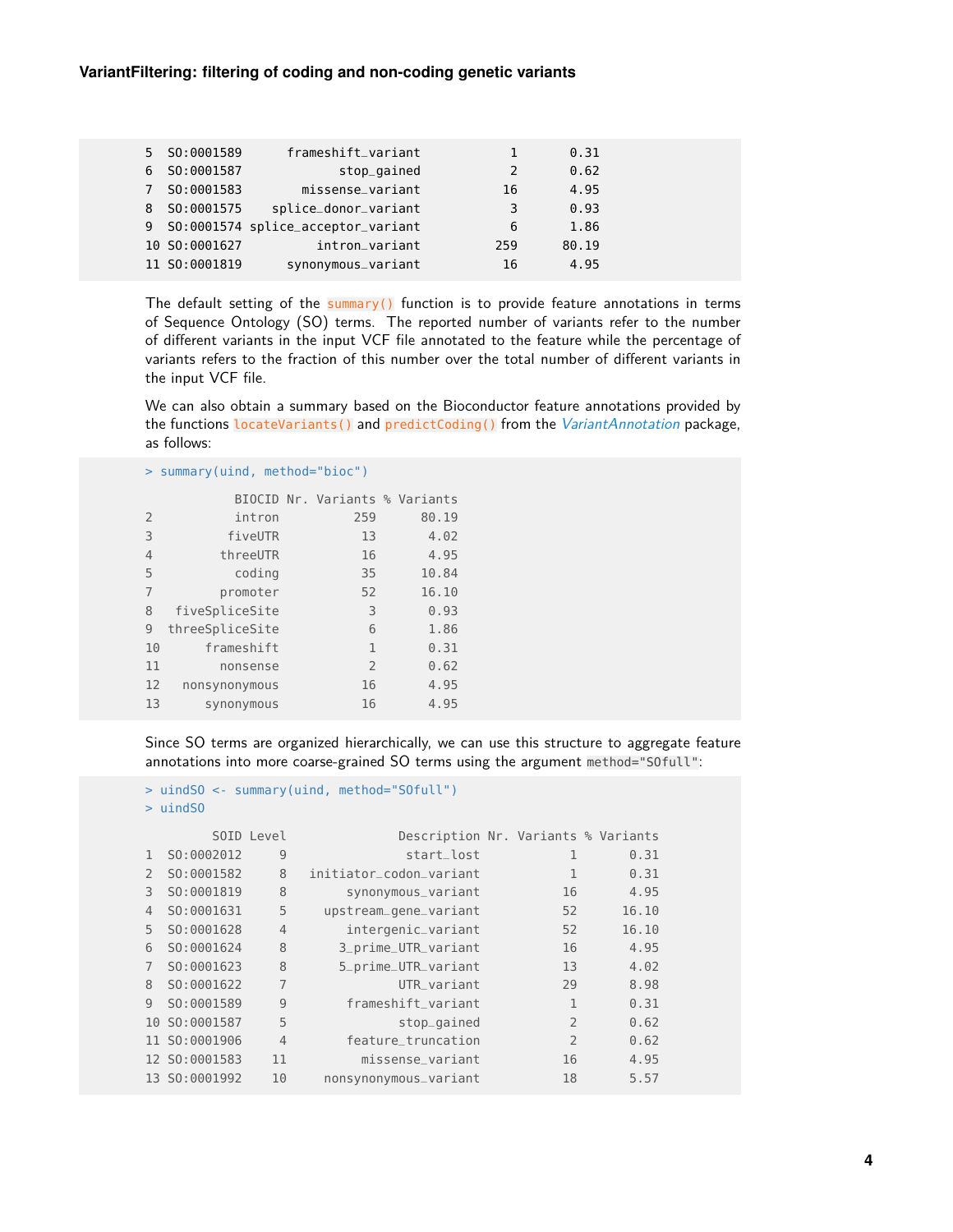```
5  SO:0001589      frameshift_variant           1       0.31
6  SO:0001587              stop_gained           2       0.62
7  SO:0001583         missense_variant          16       4.95
8  SO:0001575     splice_donor_variant           3       0.93
9  SO:0001574 splice_acceptor_variant            6       1.86
10 SO:0001627           intron_variant         259      80.19
11 SO:0001819       synonymous_variant          16       4.95
```

The default setting of the `summary()` function is to provide feature annotations in terms of Sequence Ontology (SO) terms. The reported number of variants refer to the number of different variants in the input VCF file annotated to the feature while the percentage of variants refers to the fraction of this number over the total number of different variants in the input VCF file.

We can also obtain a summary based on the Bioconductor feature annotations provided by the functions `locateVariants()` and `predictCoding()` from the *VariantAnnotation* package, as follows:

```
> summary(uind, method="bioc")

           BIOCID Nr. Variants % Variants
2          intron          259      80.19
3         fiveUTR           13       4.02
4        threeUTR           16       4.95
5          coding           35      10.84
7        promoter           52      16.10
8   fiveSpliceSite           3       0.93
9  threeSpliceSite           6       1.86
10      frameshift           1       0.31
11        nonsense           2       0.62
12   nonsynonymous          16       4.95
13      synonymous          16       4.95
```

Since SO terms are organized hierarchically, we can use this structure to aggregate feature annotations into more coarse-grained SO terms using the argument `method="SOfull"`:

```
> uindSO <- summary(uind, method="SOfull")
> uindSO

         SOID Level              Description Nr. Variants % Variants
1  SO:0002012     9               start_lost            1       0.31
2  SO:0001582     8   initiator_codon_variant           1       0.31
3  SO:0001819     8       synonymous_variant           16       4.95
4  SO:0001631     5    upstream_gene_variant           52      16.10
5  SO:0001628     4       intergenic_variant           52      16.10
6  SO:0001624     8       3_prime_UTR_variant          16       4.95
7  SO:0001623     8       5_prime_UTR_variant          13       4.02
8  SO:0001622     7              UTR_variant           29       8.98
9  SO:0001589     9       frameshift_variant            1       0.31
10 SO:0001587     5              stop_gained            2       0.62
11 SO:0001906     4       feature_truncation            2       0.62
12 SO:0001583    11         missense_variant           16       4.95
13 SO:0001992    10    nonsynonymous_variant           18       5.57
```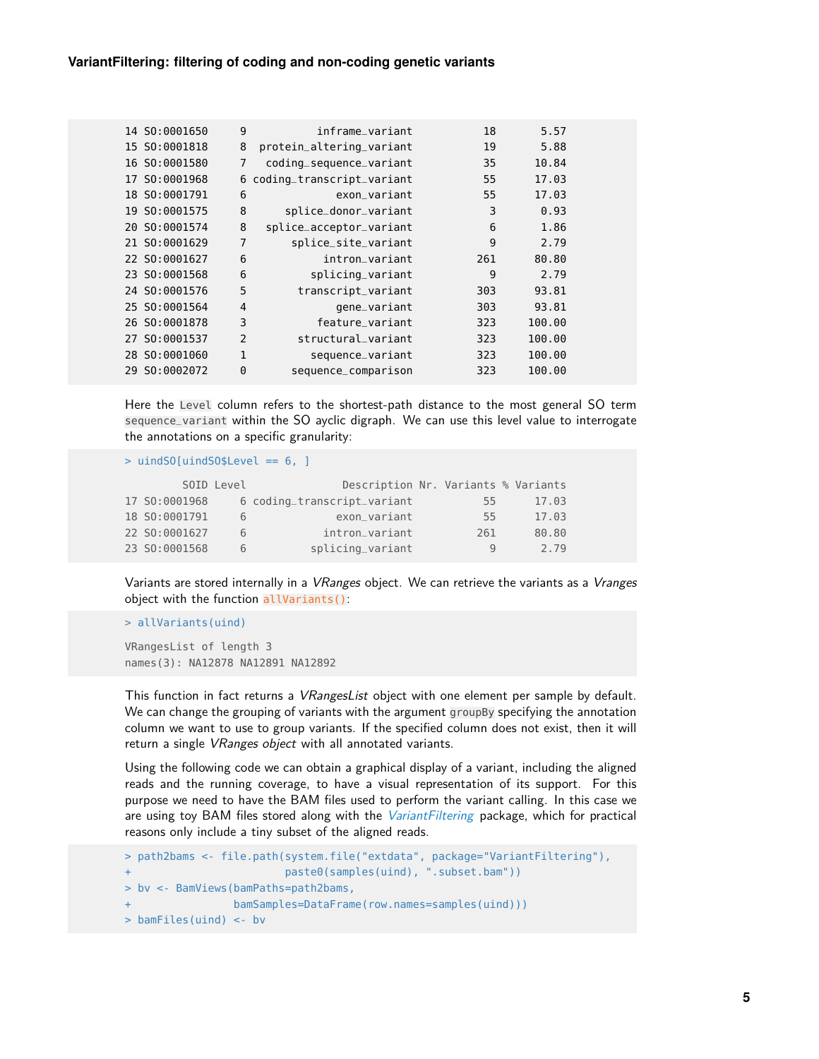```
14 SO:0001650     9          inframe_variant          18       5.57
15 SO:0001818     8  protein_altering_variant          19       5.88
16 SO:0001580     7   coding_sequence_variant          35      10.84
17 SO:0001968     6 coding_transcript_variant          55      17.03
18 SO:0001791     6              exon_variant          55      17.03
19 SO:0001575     8      splice_donor_variant           3       0.93
20 SO:0001574     8   splice_acceptor_variant           6       1.86
21 SO:0001629     7       splice_site_variant           9       2.79
22 SO:0001627     6            intron_variant         261      80.80
23 SO:0001568     6          splicing_variant           9       2.79
24 SO:0001576     5        transcript_variant         303      93.81
25 SO:0001564     4              gene_variant         303      93.81
26 SO:0001878     3           feature_variant         323     100.00
27 SO:0001537     2        structural_variant         323     100.00
28 SO:0001060     1          sequence_variant         323     100.00
29 SO:0002072     0       sequence_comparison         323     100.00
```

Here the `Level` column refers to the shortest-path distance to the most general SO term `sequence_variant` within the SO aylic digraph. We can use this level value to interrogate the annotations on a specific granularity:

```
> uindSO[uindSO$Level == 6, ]

         SOID Level               Description Nr. Variants % Variants
17 SO:0001968     6 coding_transcript_variant           55      17.03
18 SO:0001791     6              exon_variant           55      17.03
22 SO:0001627     6            intron_variant          261      80.80
23 SO:0001568     6          splicing_variant            9       2.79
```

Variants are stored internally in a *VRanges* object. We can retrieve the variants as a *Vranges* object with the function `allVariants()`:

```
> allVariants(uind)

VRangesList of length 3
names(3): NA12878 NA12891 NA12892
```

This function in fact returns a *VRangesList* object with one element per sample by default. We can change the grouping of variants with the argument `groupBy` specifying the annotation column we want to use to group variants. If the specified column does not exist, then it will return a single *VRanges object* with all annotated variants.

Using the following code we can obtain a graphical display of a variant, including the aligned reads and the running coverage, to have a visual representation of its support. For this purpose we need to have the BAM files used to perform the variant calling. In this case we are using toy BAM files stored along with the *VariantFiltering* package, which for practical reasons only include a tiny subset of the aligned reads.

```
> path2bams <- file.path(system.file("extdata", package="VariantFiltering"),
+                        paste0(samples(uind), ".subset.bam"))
> bv <- BamViews(bamPaths=path2bams,
+                bamSamples=DataFrame(row.names=samples(uind)))
> bamFiles(uind) <- bv
```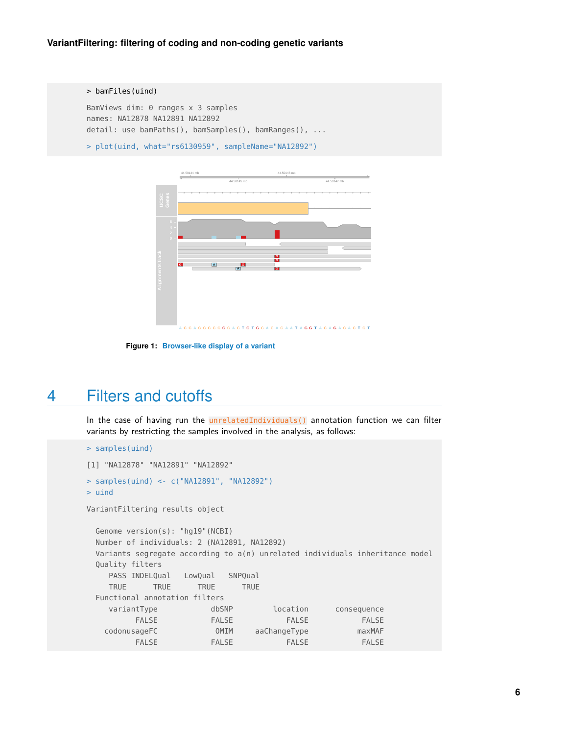```
> bamFiles(uind)

BamViews dim: 0 ranges x 3 samples
names: NA12878 NA12891 NA12892
detail: use bamPaths(), bamSamples(), bamRanges(), ...

> plot(uind, what="rs6130959", sampleName="NA12892")
```

**Figure 1: Browser-like display of a variant**

# 4 Filters and cutoffs

In the case of having run the `unrelatedIndividuals()` annotation function we can filter variants by restricting the samples involved in the analysis, as follows:

```
> samples(uind)

[1] "NA12878" "NA12891" "NA12892"

> samples(uind) <- c("NA12891", "NA12892")
> uind

VariantFiltering results object

  Genome version(s): "hg19"(NCBI)
  Number of individuals: 2 (NA12891, NA12892)
  Variants segregate according to a(n) unrelated individuals inheritance model
  Quality filters
     PASS INDELQual   LowQual   SNPQual
     TRUE      TRUE      TRUE      TRUE
  Functional annotation filters
     variantType            dbSNP         location      consequence
           FALSE            FALSE            FALSE            FALSE
    codonusageFC             OMIM     aaChangeType           maxMAF
           FALSE            FALSE            FALSE            FALSE
```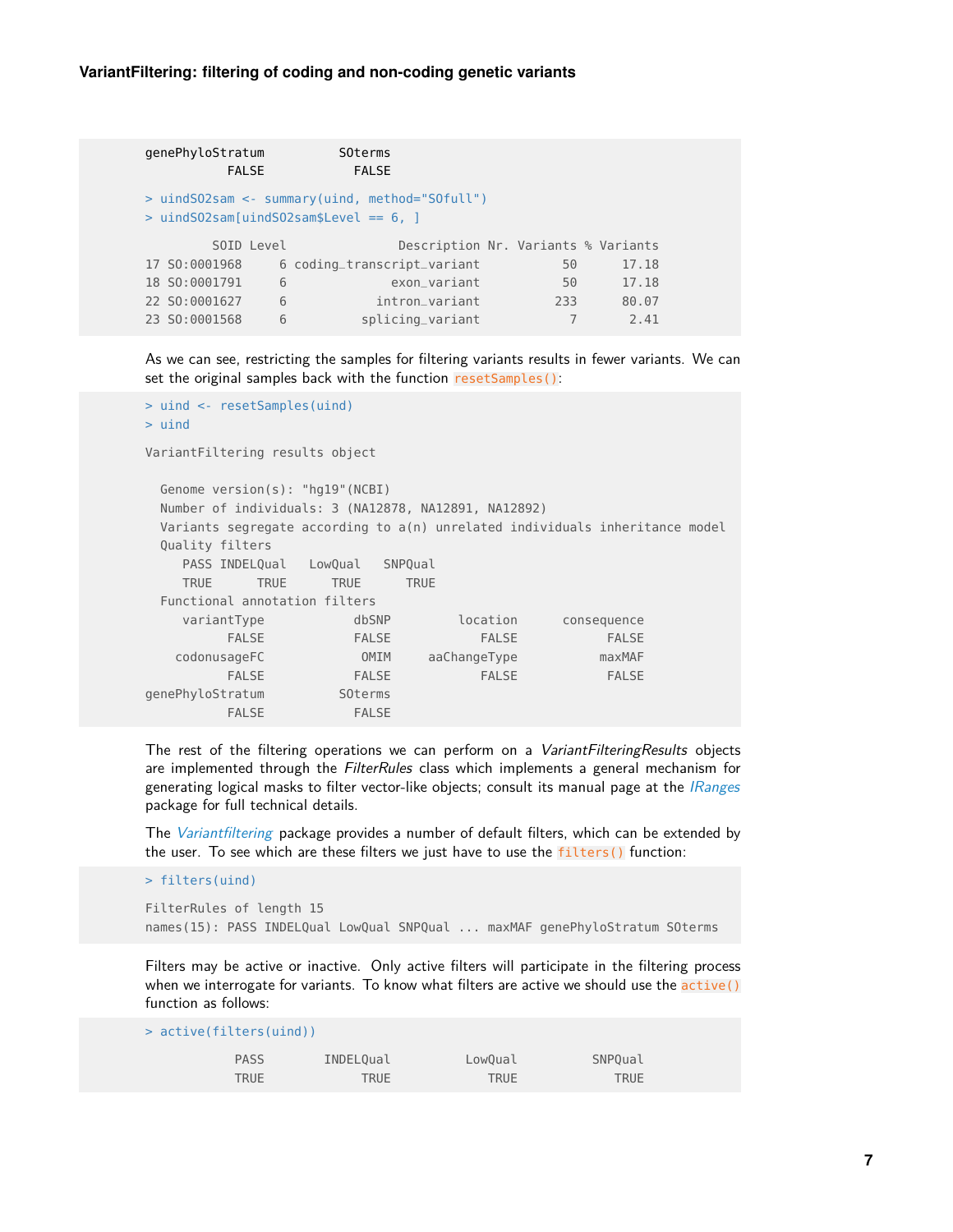```
genePhyloStratum          SOterms
           FALSE            FALSE
```

```
> uindSO2sam <- summary(uind, method="SOfull")
> uindSO2sam[uindSO2sam$Level == 6, ]

         SOID Level              Description Nr. Variants % Variants
17 SO:0001968     6 coding_transcript_variant           50      17.18
18 SO:0001791     6             exon_variant           50      17.18
22 SO:0001627     6           intron_variant          233      80.07
23 SO:0001568     6         splicing_variant            7       2.41
```

As we can see, restricting the samples for filtering variants results in fewer variants. We can set the original samples back with the function `resetSamples()`:

```
> uind <- resetSamples(uind)
> uind

VariantFiltering results object

  Genome version(s): "hg19"(NCBI)
  Number of individuals: 3 (NA12878, NA12891, NA12892)
  Variants segregate according to a(n) unrelated individuals inheritance model
  Quality filters
     PASS INDELQual   LowQual   SNPQual
     TRUE      TRUE      TRUE      TRUE
  Functional annotation filters
     variantType            dbSNP         location      consequence
           FALSE            FALSE            FALSE            FALSE
    codonusageFC             OMIM     aaChangeType           maxMAF
           FALSE            FALSE            FALSE            FALSE
genePhyloStratum          SOterms
           FALSE            FALSE
```

The rest of the filtering operations we can perform on a *VariantFilteringResults* objects are implemented through the *FilterRules* class which implements a general mechanism for generating logical masks to filter vector-like objects; consult its manual page at the *IRanges* package for full technical details.

The *Variantfiltering* package provides a number of default filters, which can be extended by the user. To see which are these filters we just have to use the `filters()` function:

```
> filters(uind)

FilterRules of length 15
names(15): PASS INDELQual LowQual SNPQual ... maxMAF genePhyloStratum SOterms
```

Filters may be active or inactive. Only active filters will participate in the filtering process when we interrogate for variants. To know what filters are active we should use the `active()` function as follows:

```
> active(filters(uind))

            PASS        INDELQual          LowQual          SNPQual
            TRUE             TRUE             TRUE             TRUE
```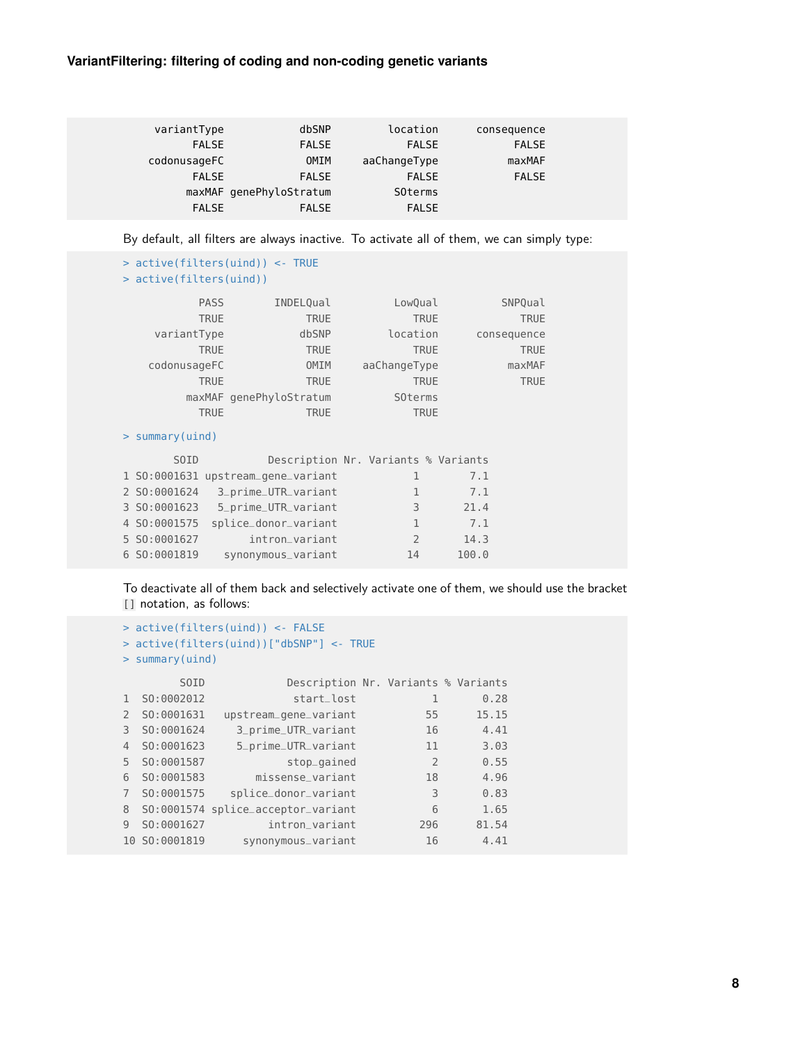```
       variantType              dbSNP         location      consequence
             FALSE              FALSE            FALSE            FALSE
      codonusageFC               OMIM     aaChangeType           maxMAF
             FALSE              FALSE            FALSE            FALSE
            maxMAF genePhyloStratum          SOterms
             FALSE              FALSE            FALSE
```

By default, all filters are always inactive. To activate all of them, we can simply type:

```
> active(filters(uind)) <- TRUE
> active(filters(uind))

              PASS          INDELQual          LowQual          SNPQual
              TRUE               TRUE             TRUE             TRUE
       variantType              dbSNP         location      consequence
              TRUE               TRUE             TRUE             TRUE
      codonusageFC               OMIM     aaChangeType           maxMAF
              TRUE               TRUE             TRUE             TRUE
            maxMAF genePhyloStratum          SOterms
              TRUE               TRUE             TRUE

> summary(uind)

        SOID           Description Nr. Variants % Variants
1 SO:0001631 upstream_gene_variant            1        7.1
2 SO:0001624    3_prime_UTR_variant            1        7.1
3 SO:0001623    5_prime_UTR_variant            3       21.4
4 SO:0001575   splice_donor_variant            1        7.1
5 SO:0001627         intron_variant            2       14.3
6 SO:0001819     synonymous_variant           14      100.0
```

To deactivate all of them back and selectively activate one of them, we should use the bracket [] notation, as follows:

```
> active(filters(uind)) <- FALSE
> active(filters(uind))["dbSNP"] <- TRUE
> summary(uind)

         SOID             Description Nr. Variants % Variants
1  SO:0002012              start_lost            1       0.28
2  SO:0001631   upstream_gene_variant           55      15.15
3  SO:0001624     3_prime_UTR_variant           16       4.41
4  SO:0001623     5_prime_UTR_variant           11       3.03
5  SO:0001587             stop_gained            2       0.55
6  SO:0001583        missense_variant           18       4.96
7  SO:0001575    splice_donor_variant            3       0.83
8  SO:0001574 splice_acceptor_variant            6       1.65
9  SO:0001627          intron_variant          296      81.54
10 SO:0001819      synonymous_variant           16       4.41
```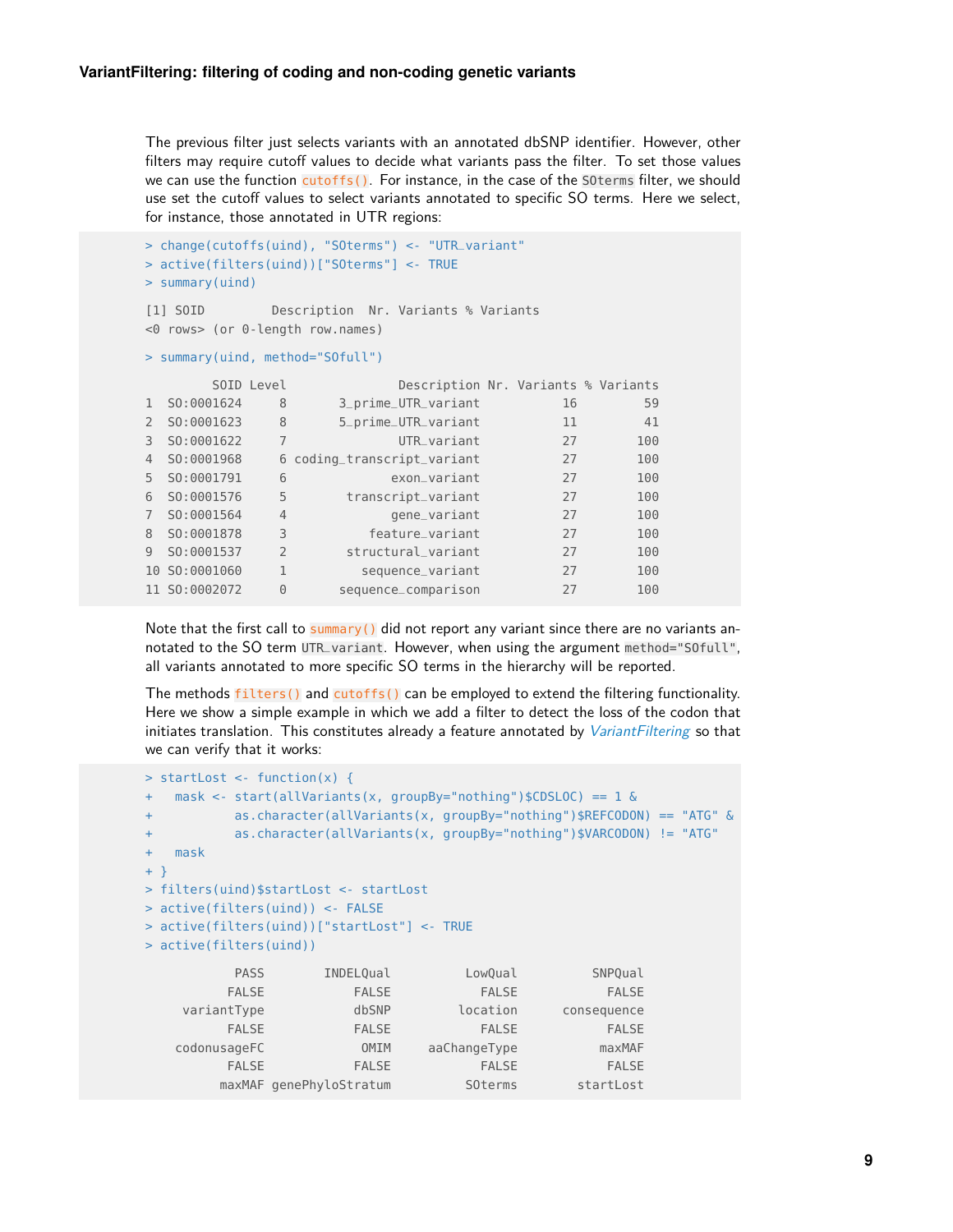The previous filter just selects variants with an annotated dbSNP identifier. However, other filters may require cutoff values to decide what variants pass the filter. To set those values we can use the function `cutoffs()`. For instance, in the case of the `SOterms` filter, we should use set the cutoff values to select variants annotated to specific SO terms. Here we select, for instance, those annotated in UTR regions:

```
> change(cutoffs(uind), "SOterms") <- "UTR_variant"
> active(filters(uind))["SOterms"] <- TRUE
> summary(uind)

[1] SOID         Description  Nr. Variants % Variants
<0 rows> (or 0-length row.names)

> summary(uind, method="SOfull")

         SOID Level               Description Nr. Variants % Variants
1  SO:0001624     8       3_prime_UTR_variant           16         59
2  SO:0001623     8       5_prime_UTR_variant           11         41
3  SO:0001622     7               UTR_variant           27        100
4  SO:0001968     6 coding_transcript_variant           27        100
5  SO:0001791     6              exon_variant           27        100
6  SO:0001576     5        transcript_variant           27        100
7  SO:0001564     4              gene_variant           27        100
8  SO:0001878     3           feature_variant           27        100
9  SO:0001537     2        structural_variant           27        100
10 SO:0001060     1          sequence_variant           27        100
11 SO:0002072     0       sequence_comparison           27        100
```

Note that the first call to `summary()` did not report any variant since there are no variants annotated to the SO term `UTR_variant`. However, when using the argument `method="SOfull"`, all variants annotated to more specific SO terms in the hierarchy will be reported.

The methods `filters()` and `cutoffs()` can be employed to extend the filtering functionality. Here we show a simple example in which we add a filter to detect the loss of the codon that initiates translation. This constitutes already a feature annotated by *VariantFiltering* so that we can verify that it works:

```
> startLost <- function(x) {
+   mask <- start(allVariants(x, groupBy="nothing")$CDSLOC) == 1 &
+           as.character(allVariants(x, groupBy="nothing")$REFCODON) == "ATG" &
+           as.character(allVariants(x, groupBy="nothing")$VARCODON) != "ATG"
+   mask
+ }
> filters(uind)$startLost <- startLost
> active(filters(uind)) <- FALSE
> active(filters(uind))["startLost"] <- TRUE
> active(filters(uind))

          PASS        INDELQual          LowQual          SNPQual
         FALSE            FALSE            FALSE            FALSE
   variantType            dbSNP         location      consequence
         FALSE            FALSE            FALSE            FALSE
  codonusageFC             OMIM     aaChangeType           maxMAF
         FALSE            FALSE            FALSE            FALSE
        maxMAF genePhyloStratum          SOterms        startLost
```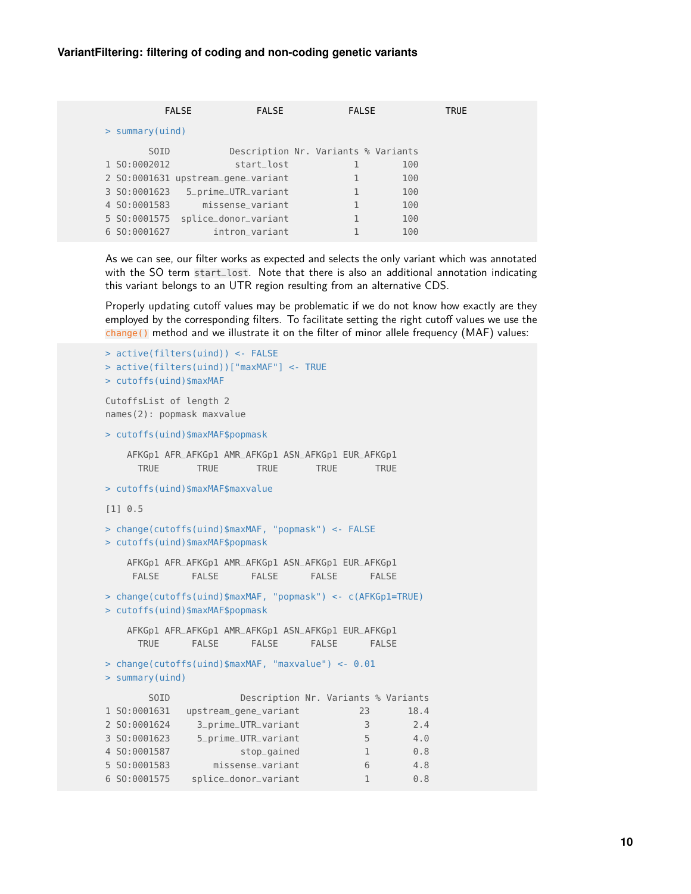```
          FALSE            FALSE            FALSE             TRUE
> summary(uind)
        SOID            Description Nr. Variants % Variants
1 SO:0002012             start_lost            1        100
2 SO:0001631  upstream_gene_variant            1        100
3 SO:0001623     5_prime_UTR_variant           1        100
4 SO:0001583        missense_variant           1        100
5 SO:0001575     splice_donor_variant          1        100
6 SO:0001627          intron_variant           1        100
```

As we can see, our filter works as expected and selects the only variant which was annotated with the SO term `start_lost`. Note that there is also an additional annotation indicating this variant belongs to an UTR region resulting from an alternative CDS.

Properly updating cutoff values may be problematic if we do not know how exactly are they employed by the corresponding filters. To facilitate setting the right cutoff values we use the `change()` method and we illustrate it on the filter of minor allele frequency (MAF) values:

```
> active(filters(uind)) <- FALSE
> active(filters(uind))["maxMAF"] <- TRUE
> cutoffs(uind)$maxMAF

CutoffsList of length 2
names(2): popmask maxvalue

> cutoffs(uind)$maxMAF$popmask

    AFKGp1 AFR_AFKGp1 AMR_AFKGp1 ASN_AFKGp1 EUR_AFKGp1
      TRUE       TRUE       TRUE       TRUE       TRUE

> cutoffs(uind)$maxMAF$maxvalue

[1] 0.5

> change(cutoffs(uind)$maxMAF, "popmask") <- FALSE
> cutoffs(uind)$maxMAF$popmask

    AFKGp1 AFR_AFKGp1 AMR_AFKGp1 ASN_AFKGp1 EUR_AFKGp1
     FALSE      FALSE      FALSE      FALSE      FALSE

> change(cutoffs(uind)$maxMAF, "popmask") <- c(AFKGp1=TRUE)
> cutoffs(uind)$maxMAF$popmask

    AFKGp1 AFR_AFKGp1 AMR_AFKGp1 ASN_AFKGp1 EUR_AFKGp1
      TRUE      FALSE      FALSE      FALSE      FALSE

> change(cutoffs(uind)$maxMAF, "maxvalue") <- 0.01
> summary(uind)

        SOID             Description Nr. Variants % Variants
1 SO:0001631   upstream_gene_variant           23       18.4
2 SO:0001624     3_prime_UTR_variant            3        2.4
3 SO:0001623     5_prime_UTR_variant            5        4.0
4 SO:0001587              stop_gained           1        0.8
5 SO:0001583        missense_variant            6        4.8
6 SO:0001575     splice_donor_variant           1        0.8
```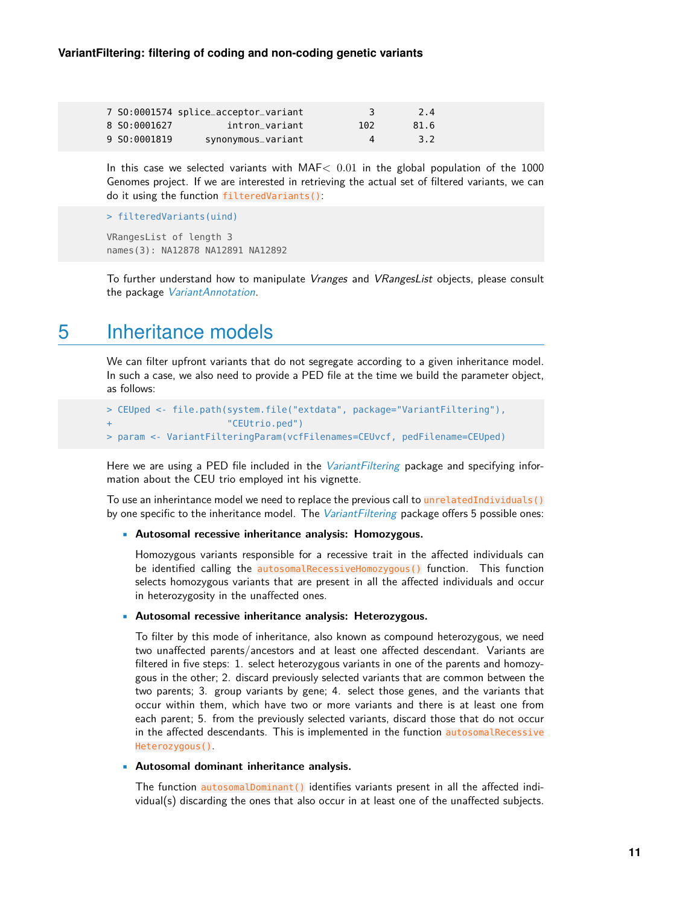```
7 SO:0001574 splice_acceptor_variant           3        2.4
8 SO:0001627          intron_variant         102       81.6
9 SO:0001819      synonymous_variant           4        3.2
```

In this case we selected variants with MAF$< 0.01$ in the global population of the 1000 Genomes project. If we are interested in retrieving the actual set of filtered variants, we can do it using the function `filteredVariants()`:

```
> filteredVariants(uind)

VRangesList of length 3
names(3): NA12878 NA12891 NA12892
```

To further understand how to manipulate *Vranges* and *VRangesList* objects, please consult the package *VariantAnnotation*.

# 5 Inheritance models

We can filter upfront variants that do not segregate according to a given inheritance model. In such a case, we also need to provide a PED file at the time we build the parameter object, as follows:

```
> CEUped <- file.path(system.file("extdata", package="VariantFiltering"),
+                     "CEUtrio.ped")
> param <- VariantFilteringParam(vcfFilenames=CEUvcf, pedFilename=CEUped)
```

Here we are using a PED file included in the *VariantFiltering* package and specifying information about the CEU trio employed int his vignette.

To use an inherintance model we need to replace the previous call to `unrelatedIndividuals()` by one specific to the inheritance model. The *VariantFiltering* package offers 5 possible ones:

- **Autosomal recessive inheritance analysis: Homozygous.**

  Homozygous variants responsible for a recessive trait in the affected individuals can be identified calling the `autosomalRecessiveHomozygous()` function. This function selects homozygous variants that are present in all the affected individuals and occur in heterozygosity in the unaffected ones.

- **Autosomal recessive inheritance analysis: Heterozygous.**

  To filter by this mode of inheritance, also known as compound heterozygous, we need two unaffected parents/ancestors and at least one affected descendant. Variants are filtered in five steps: 1. select heterozygous variants in one of the parents and homozygous in the other; 2. discard previously selected variants that are common between the two parents; 3. group variants by gene; 4. select those genes, and the variants that occur within them, which have two or more variants and there is at least one from each parent; 5. from the previously selected variants, discard those that do not occur in the affected descendants. This is implemented in the function `autosomalRecessiveHeterozygous()`.

- **Autosomal dominant inheritance analysis.**

  The function `autosomalDominant()` identifies variants present in all the affected individual(s) discarding the ones that also occur in at least one of the unaffected subjects.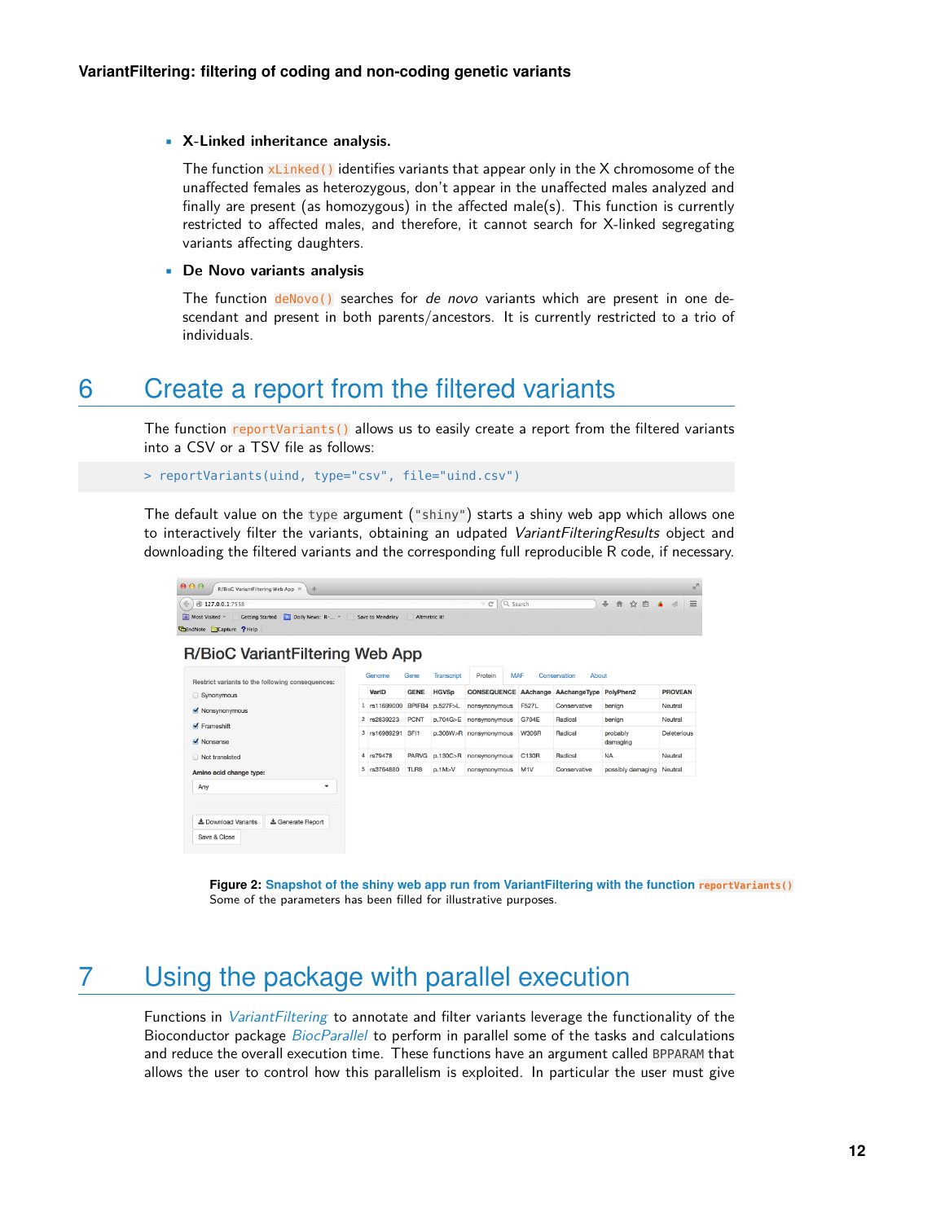- **X-Linked inheritance analysis.**

  The function `xLinked()` identifies variants that appear only in the X chromosome of the unaffected females as heterozygous, don't appear in the unaffected males analyzed and finally are present (as homozygous) in the affected male(s). This function is currently restricted to affected males, and therefore, it cannot search for X-linked segregating variants affecting daughters.

- **De Novo variants analysis**

  The function `deNovo()` searches for *de novo* variants which are present in one descendant and present in both parents/ancestors. It is currently restricted to a trio of individuals.

# 6 Create a report from the filtered variants

The function `reportVariants()` allows us to easily create a report from the filtered variants into a CSV or a TSV file as follows:

```
> reportVariants(uind, type="csv", file="uind.csv")
```

The default value on the `type` argument (`"shiny"`) starts a shiny web app which allows one to interactively filter the variants, obtaining an udpated *VariantFilteringResults* object and downloading the filtered variants and the corresponding full reproducible R code, if necessary.

**Figure 2: Snapshot of the shiny web app run from VariantFiltering with the function `reportVariants()`**
Some of the parameters has been filled for illustrative purposes.

# 7 Using the package with parallel execution

Functions in *VariantFiltering* to annotate and filter variants leverage the functionality of the Bioconductor package *BiocParallel* to perform in parallel some of the tasks and calculations and reduce the overall execution time. These functions have an argument called `BPPARAM` that allows the user to control how this parallelism is exploited. In particular the user must give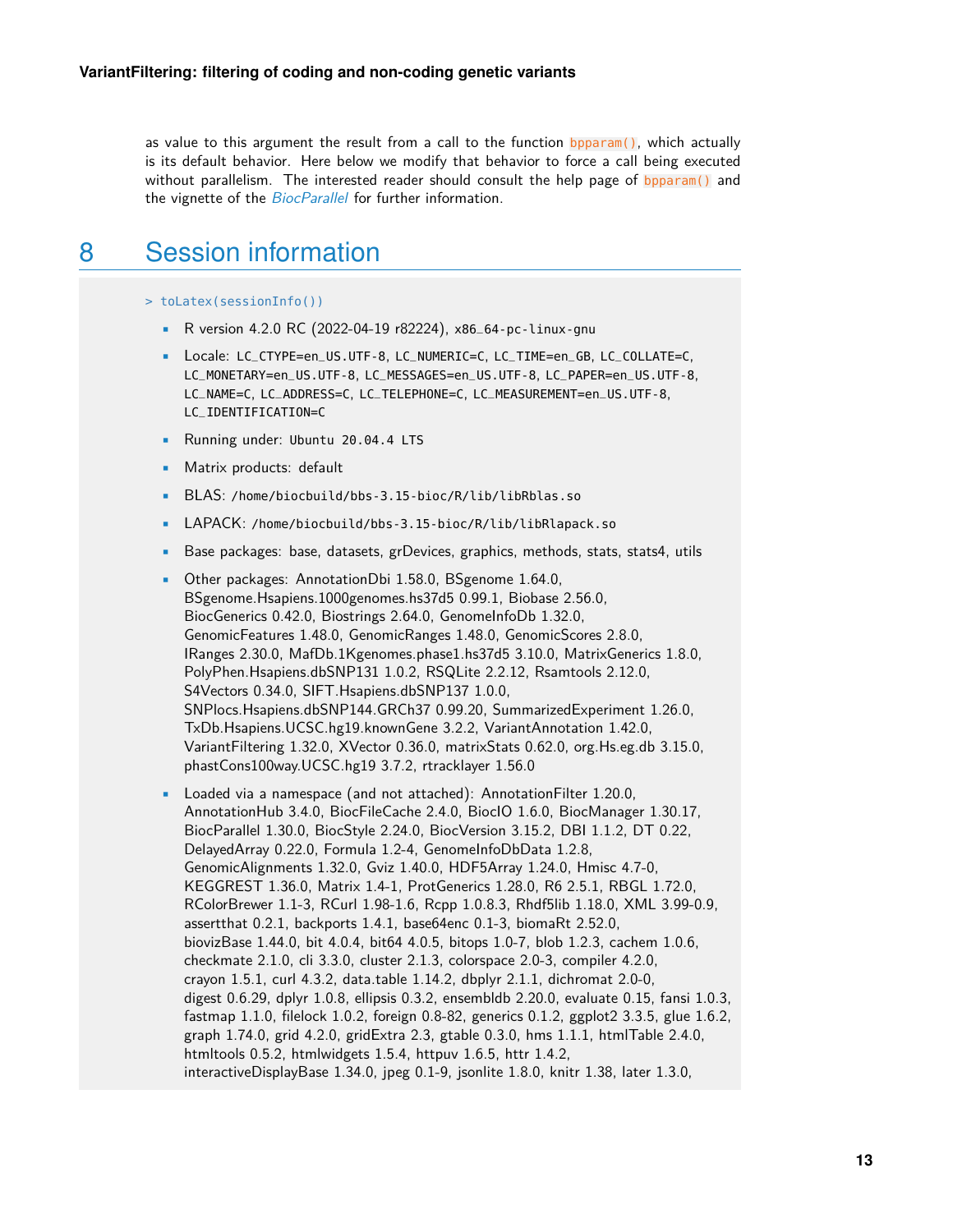as value to this argument the result from a call to the function `bpparam()`, which actually is its default behavior. Here below we modify that behavior to force a call being executed without parallelism. The interested reader should consult the help page of `bpparam()` and the vignette of the *BiocParallel* for further information.

# 8 Session information

```
> toLatex(sessionInfo())
```

- R version 4.2.0 RC (2022-04-19 r82224), x86_64-pc-linux-gnu
- Locale: LC_CTYPE=en_US.UTF-8, LC_NUMERIC=C, LC_TIME=en_GB, LC_COLLATE=C, LC_MONETARY=en_US.UTF-8, LC_MESSAGES=en_US.UTF-8, LC_PAPER=en_US.UTF-8, LC_NAME=C, LC_ADDRESS=C, LC_TELEPHONE=C, LC_MEASUREMENT=en_US.UTF-8, LC_IDENTIFICATION=C
- Running under: Ubuntu 20.04.4 LTS
- Matrix products: default
- BLAS: /home/biocbuild/bbs-3.15-bioc/R/lib/libRblas.so
- LAPACK: /home/biocbuild/bbs-3.15-bioc/R/lib/libRlapack.so
- Base packages: base, datasets, grDevices, graphics, methods, stats, stats4, utils
- Other packages: AnnotationDbi 1.58.0, BSgenome 1.64.0, BSgenome.Hsapiens.1000genomes.hs37d5 0.99.1, Biobase 2.56.0, BiocGenerics 0.42.0, Biostrings 2.64.0, GenomeInfoDb 1.32.0, GenomicFeatures 1.48.0, GenomicRanges 1.48.0, GenomicScores 2.8.0, IRanges 2.30.0, MafDb.1Kgenomes.phase1.hs37d5 3.10.0, MatrixGenerics 1.8.0, PolyPhen.Hsapiens.dbSNP131 1.0.2, RSQLite 2.2.12, Rsamtools 2.12.0, S4Vectors 0.34.0, SIFT.Hsapiens.dbSNP137 1.0.0, SNPlocs.Hsapiens.dbSNP144.GRCh37 0.99.20, SummarizedExperiment 1.26.0, TxDb.Hsapiens.UCSC.hg19.knownGene 3.2.2, VariantAnnotation 1.42.0, VariantFiltering 1.32.0, XVector 0.36.0, matrixStats 0.62.0, org.Hs.eg.db 3.15.0, phastCons100way.UCSC.hg19 3.7.2, rtracklayer 1.56.0
- Loaded via a namespace (and not attached): AnnotationFilter 1.20.0, AnnotationHub 3.4.0, BiocFileCache 2.4.0, BiocIO 1.6.0, BiocManager 1.30.17, BiocParallel 1.30.0, BiocStyle 2.24.0, BiocVersion 3.15.2, DBI 1.1.2, DT 0.22, DelayedArray 0.22.0, Formula 1.2-4, GenomeInfoDbData 1.2.8, GenomicAlignments 1.32.0, Gviz 1.40.0, HDF5Array 1.24.0, Hmisc 4.7-0, KEGGREST 1.36.0, Matrix 1.4-1, ProtGenerics 1.28.0, R6 2.5.1, RBGL 1.72.0, RColorBrewer 1.1-3, RCurl 1.98-1.6, Rcpp 1.0.8.3, Rhdf5lib 1.18.0, XML 3.99-0.9, assertthat 0.2.1, backports 1.4.1, base64enc 0.1-3, biomaRt 2.52.0, biovizBase 1.44.0, bit 4.0.4, bit64 4.0.5, bitops 1.0-7, blob 1.2.3, cachem 1.0.6, checkmate 2.1.0, cli 3.3.0, cluster 2.1.3, colorspace 2.0-3, compiler 4.2.0, crayon 1.5.1, curl 4.3.2, data.table 1.14.2, dbplyr 2.1.1, dichromat 2.0-0, digest 0.6.29, dplyr 1.0.8, ellipsis 0.3.2, ensembldb 2.20.0, evaluate 0.15, fansi 1.0.3, fastmap 1.1.0, filelock 1.0.2, foreign 0.8-82, generics 0.1.2, ggplot2 3.3.5, glue 1.6.2, graph 1.74.0, grid 4.2.0, gridExtra 2.3, gtable 0.3.0, hms 1.1.1, htmlTable 2.4.0, htmltools 0.5.2, htmlwidgets 1.5.4, httpuv 1.6.5, httr 1.4.2, interactiveDisplayBase 1.34.0, jpeg 0.1-9, jsonlite 1.8.0, knitr 1.38, later 1.3.0,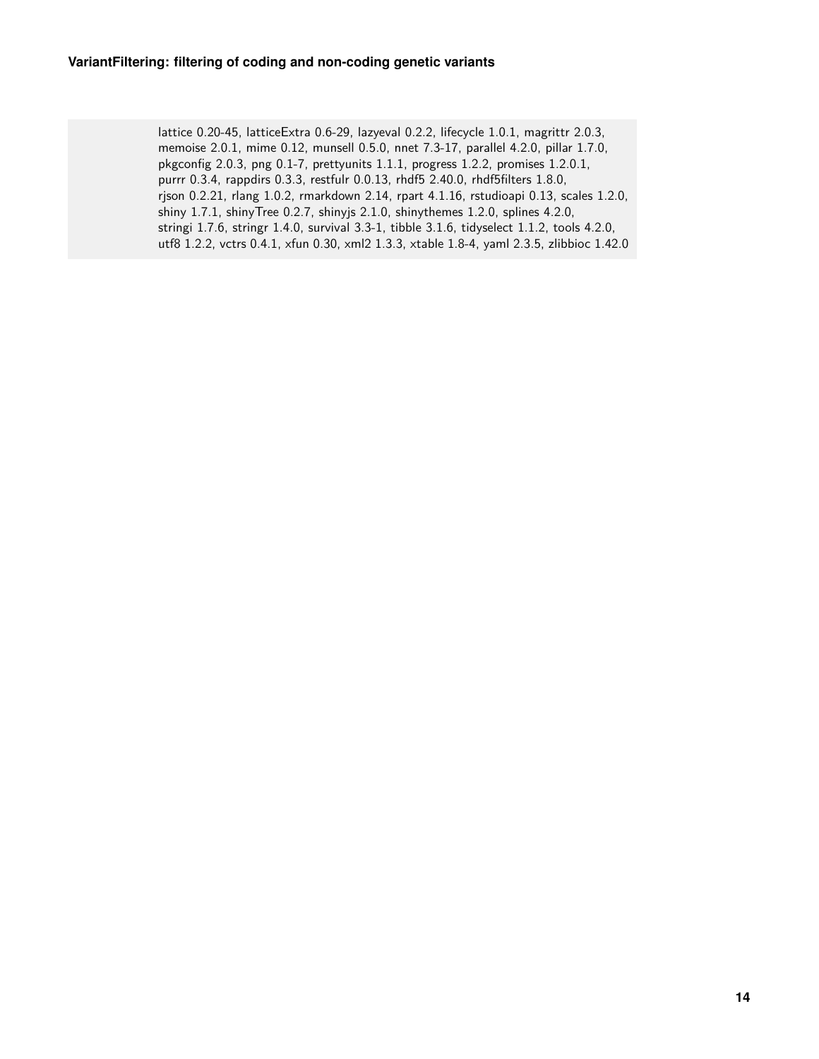lattice 0.20-45, latticeExtra 0.6-29, lazyeval 0.2.2, lifecycle 1.0.1, magrittr 2.0.3, memoise 2.0.1, mime 0.12, munsell 0.5.0, nnet 7.3-17, parallel 4.2.0, pillar 1.7.0, pkgconfig 2.0.3, png 0.1-7, prettyunits 1.1.1, progress 1.2.2, promises 1.2.0.1, purrr 0.3.4, rappdirs 0.3.3, restfulr 0.0.13, rhdf5 2.40.0, rhdf5filters 1.8.0, rjson 0.2.21, rlang 1.0.2, rmarkdown 2.14, rpart 4.1.16, rstudioapi 0.13, scales 1.2.0, shiny 1.7.1, shinyTree 0.2.7, shinyjs 2.1.0, shinythemes 1.2.0, splines 4.2.0, stringi 1.7.6, stringr 1.4.0, survival 3.3-1, tibble 3.1.6, tidyselect 1.1.2, tools 4.2.0, utf8 1.2.2, vctrs 0.4.1, xfun 0.30, xml2 1.3.3, xtable 1.8-4, yaml 2.3.5, zlibbioc 1.42.0